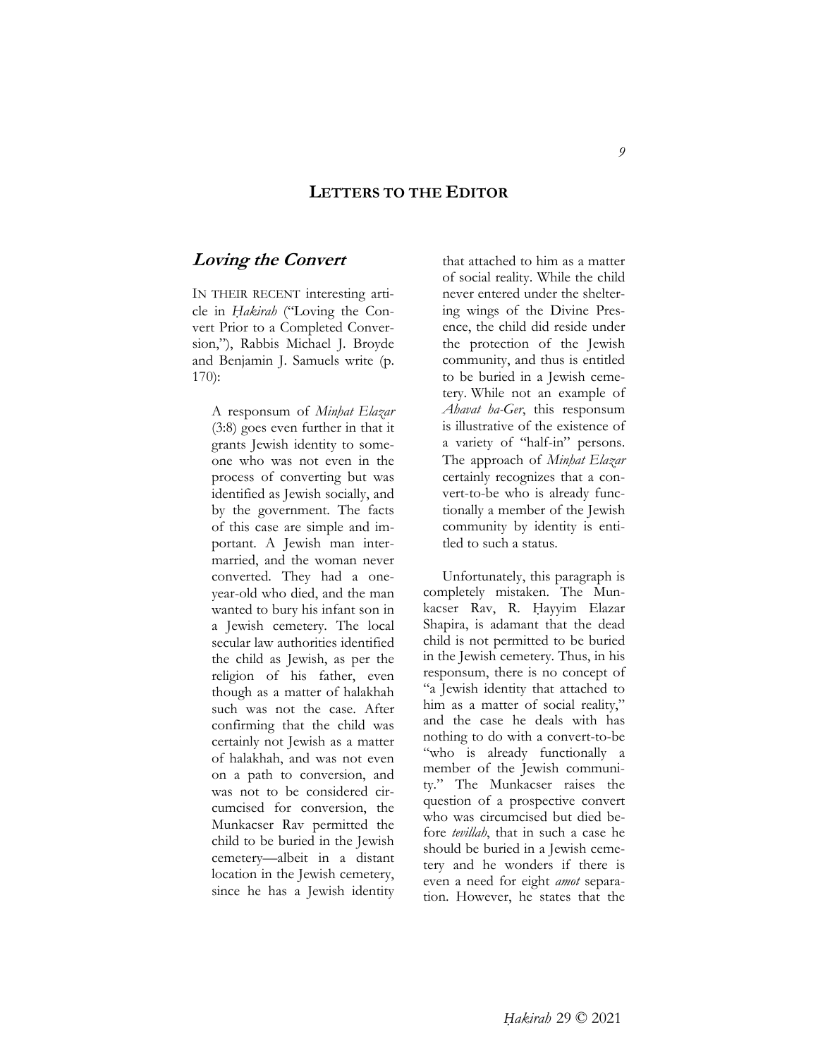# LETTERS TO THE EDITOR

## *Loving the Convert*

IN THEIR RECENT interesting article in *Ḥakirah* ("Loving the Convert Prior to a Completed Conversion,"), Rabbis Michael J. Broyde and Benjamin J. Samuels write (p. 170):

> A responsum of *Minḥat Elazar* (3:8) goes even further in that it grants Jewish identity to someone who was not even in the process of converting but was identified as Jewish socially, and by the government. The facts of this case are simple and important. A Jewish man intermarried, and the woman never converted. They had a one-year-old who died, and the man wanted to bury his infant son in a Jewish cemetery. The local secular law authorities identified the child as Jewish, as per the religion of his father, even though as a matter of halakhah such was not the case. After confirming that the child was certainly not Jewish as a matter of halakhah, and was not even on a path to conversion, and was not to be considered circumcised for conversion, the Munkacser Rav permitted the child to be buried in the Jewish cemetery—albeit in a distant location in the Jewish cemetery, since he has a Jewish identity that attached to him as a matter of social reality. While the child never entered under the sheltering wings of the Divine Presence, the child did reside under the protection of the Jewish community, and thus is entitled to be buried in a Jewish cemetery. While not an example of *Ahavat ha-Ger*, this responsum is illustrative of the existence of a variety of "half-in" persons. The approach of *Minḥat Elazar* certainly recognizes that a convert-to-be who is already functionally a member of the Jewish community by identity is entitled to such a status.

Unfortunately, this paragraph is completely mistaken. The Munkacser Rav, R. Ḥayyim Elazar Shapira, is adamant that the dead child is not permitted to be buried in the Jewish cemetery. Thus, in his responsum, there is no concept of "a Jewish identity that attached to him as a matter of social reality," and the case he deals with has nothing to do with a convert-to-be "who is already functionally a member of the Jewish community." The Munkacser raises the question of a prospective convert who was circumcised but died before *tevillah*, that in such a case he should be buried in a Jewish cemetery and he wonders if there is even a need for eight *amot* separation. However, he states that the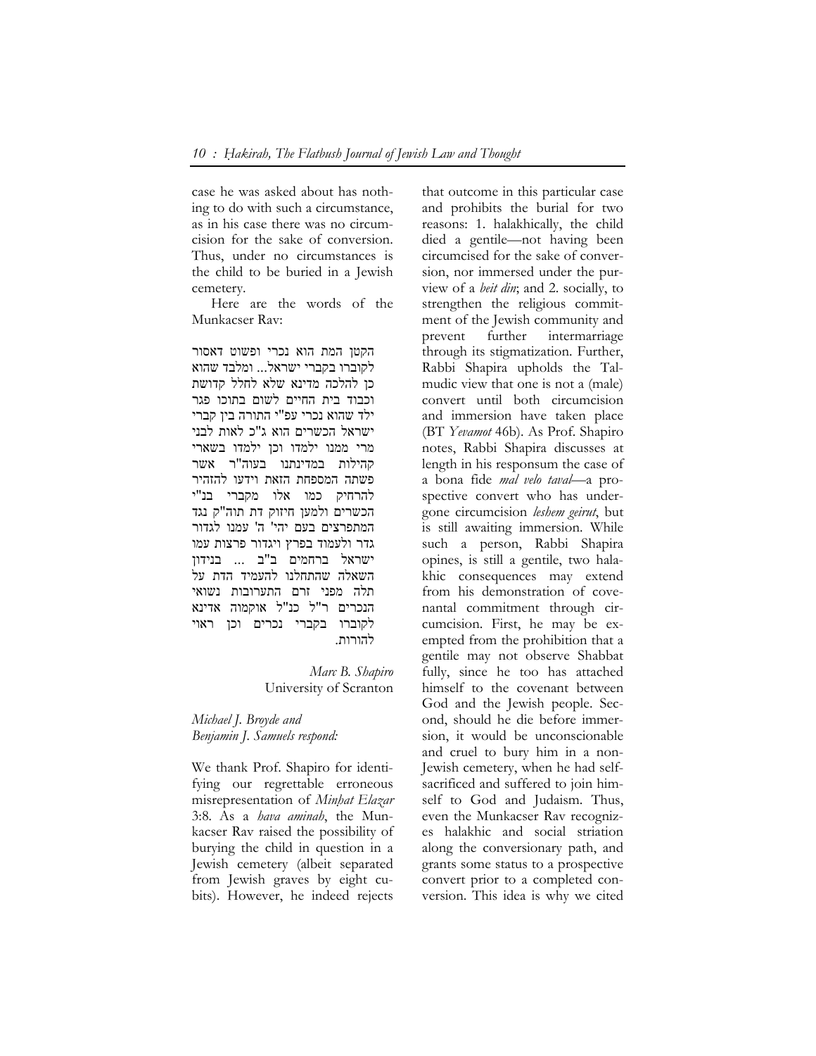case he was asked about has nothing to do with such a circumstance, as in his case there was no circumcision for the sake of conversion. Thus, under no circumstances is the child to be buried in a Jewish cemetery.

Here are the words of the Munkacser Rav:

הקטן המת הוא נכרי ופשוט דאסור לקוברו בקברי ישראל... ומלבד שהוא כן להלכה מדינא שלא לחלל קדושת וכבוד בית החיים לשום בתוכו פגר ילד שהוא נכרי עפ"י התורה בין קברי ישראל הכשרים הוא ג"כ לאות לבני מרי ממנו ילמדו וכן ילמדו בשארי קהילות במדינתנו בעוה"ר אשר פשתה המספחת הזאת וידעו להזהיר להרחיק כמו אלו מקברי בנ"י הכשרים ולמען חיזוק דת תוה"ק נגד המתפרצים בעם יהי' ה' עמנו לגדור גדר ולעמוד בפרץ ויגדור פרצות עמו ישראל ברחמים ב"ב ... בנידון השאלה שהתחלנו להעמיד הדת על תלה מפני זרם התערובות נשואי הנכרים ר"ל כנ"ל אוקמוה אדינא לקוברו בקברי נכרים וכן ראוי להורות.

*Marc B. Shapiro*
University of Scranton

*Michael J. Broyde and Benjamin J. Samuels respond:*

We thank Prof. Shapiro for identifying our regrettable erroneous misrepresentation of *Minḥat Elazar* 3:8. As a *hava aminah*, the Munkacser Rav raised the possibility of burying the child in question in a Jewish cemetery (albeit separated from Jewish graves by eight cubits). However, he indeed rejects that outcome in this particular case and prohibits the burial for two reasons: 1. halakhically, the child died a gentile—not having been circumcised for the sake of conversion, nor immersed under the purview of a *beit din*; and 2. socially, to strengthen the religious commitment of the Jewish community and prevent further intermarriage through its stigmatization. Further, Rabbi Shapira upholds the Talmudic view that one is not a (male) convert until both circumcision and immersion have taken place (BT *Yevamot* 46b). As Prof. Shapiro notes, Rabbi Shapira discusses at length in his responsum the case of a bona fide *mal velo taval*—a prospective convert who has undergone circumcision *leshem geirut*, but is still awaiting immersion. While such a person, Rabbi Shapira opines, is still a gentile, two halakhic consequences may extend from his demonstration of covenantal commitment through circumcision. First, he may be exempted from the prohibition that a gentile may not observe Shabbat fully, since he too has attached himself to the covenant between God and the Jewish people. Second, should he die before immersion, it would be unconscionable and cruel to bury him in a non-Jewish cemetery, when he had self-sacrificed and suffered to join himself to God and Judaism. Thus, even the Munkacser Rav recognizes halakhic and social striation along the conversionary path, and grants some status to a prospective convert prior to a completed conversion. This idea is why we cited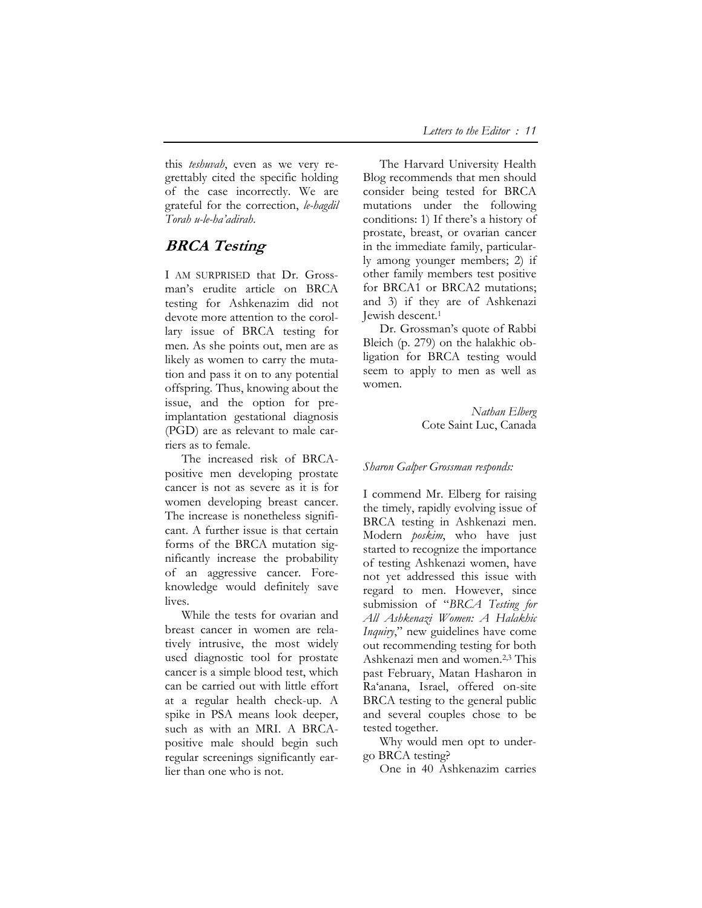this *teshuvah*, even as we very regrettably cited the specific holding of the case incorrectly. We are grateful for the correction, *le-hagdil Torah u-le-ha'adirah*.

## BRCA Testing

I AM SURPRISED that Dr. Grossman's erudite article on BRCA testing for Ashkenazim did not devote more attention to the corollary issue of BRCA testing for men. As she points out, men are as likely as women to carry the mutation and pass it on to any potential offspring. Thus, knowing about the issue, and the option for pre-implantation gestational diagnosis (PGD) are as relevant to male carriers as to female.

The increased risk of BRCA-positive men developing prostate cancer is not as severe as it is for women developing breast cancer. The increase is nonetheless significant. A further issue is that certain forms of the BRCA mutation significantly increase the probability of an aggressive cancer. Foreknowledge would definitely save lives.

While the tests for ovarian and breast cancer in women are relatively intrusive, the most widely used diagnostic tool for prostate cancer is a simple blood test, which can be carried out with little effort at a regular health check-up. A spike in PSA means look deeper, such as with an MRI. A BRCA-positive male should begin such regular screenings significantly earlier than one who is not.

The Harvard University Health Blog recommends that men should consider being tested for BRCA mutations under the following conditions: 1) If there's a history of prostate, breast, or ovarian cancer in the immediate family, particularly among younger members; 2) if other family members test positive for BRCA1 or BRCA2 mutations; and 3) if they are of Ashkenazi Jewish descent.[1]

Dr. Grossman's quote of Rabbi Bleich (p. 279) on the halakhic obligation for BRCA testing would seem to apply to men as well as women.

*Nathan Elberg*
Cote Saint Luc, Canada

*Sharon Galper Grossman responds:*

I commend Mr. Elberg for raising the timely, rapidly evolving issue of BRCA testing in Ashkenazi men. Modern *poskim*, who have just started to recognize the importance of testing Ashkenazi women, have not yet addressed this issue with regard to men. However, since submission of "*BRCA Testing for All Ashkenazi Women: A Halakhic Inquiry*," new guidelines have come out recommending testing for both Ashkenazi men and women.[2,3] This past February, Matan Hasharon in Ra'anana, Israel, offered on-site BRCA testing to the general public and several couples chose to be tested together.

Why would men opt to undergo BRCA testing?

One in 40 Ashkenazim carries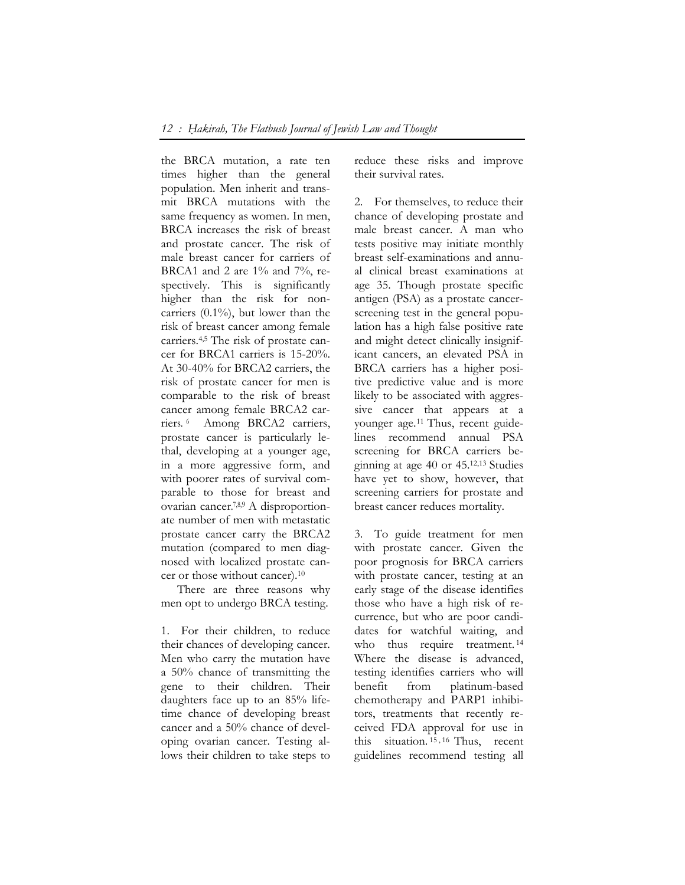the BRCA mutation, a rate ten times higher than the general population. Men inherit and transmit BRCA mutations with the same frequency as women. In men, BRCA increases the risk of breast and prostate cancer. The risk of male breast cancer for carriers of BRCA1 and 2 are 1% and 7%, respectively. This is significantly higher than the risk for non-carriers (0.1%), but lower than the risk of breast cancer among female carriers.[4,5] The risk of prostate cancer for BRCA1 carriers is 15-20%. At 30-40% for BRCA2 carriers, the risk of prostate cancer for men is comparable to the risk of breast cancer among female BRCA2 carriers.[6] Among BRCA2 carriers, prostate cancer is particularly lethal, developing at a younger age, in a more aggressive form, and with poorer rates of survival comparable to those for breast and ovarian cancer.[7,8,9] A disproportionate number of men with metastatic prostate cancer carry the BRCA2 mutation (compared to men diagnosed with localized prostate cancer or those without cancer).[10]

There are three reasons why men opt to undergo BRCA testing.

1. For their children, to reduce their chances of developing cancer. Men who carry the mutation have a 50% chance of transmitting the gene to their children. Their daughters face up to an 85% lifetime chance of developing breast cancer and a 50% chance of developing ovarian cancer. Testing allows their children to take steps to reduce these risks and improve their survival rates.

2. For themselves, to reduce their chance of developing prostate and male breast cancer. A man who tests positive may initiate monthly breast self-examinations and annual clinical breast examinations at age 35. Though prostate specific antigen (PSA) as a prostate cancer-screening test in the general population has a high false positive rate and might detect clinically insignificant cancers, an elevated PSA in BRCA carriers has a higher positive predictive value and is more likely to be associated with aggressive cancer that appears at a younger age.[11] Thus, recent guidelines recommend annual PSA screening for BRCA carriers beginning at age 40 or 45.[12,13] Studies have yet to show, however, that screening carriers for prostate and breast cancer reduces mortality.

3. To guide treatment for men with prostate cancer. Given the poor prognosis for BRCA carriers with prostate cancer, testing at an early stage of the disease identifies those who have a high risk of recurrence, but who are poor candidates for watchful waiting, and who thus require treatment.[14] Where the disease is advanced, testing identifies carriers who will benefit from platinum-based chemotherapy and PARP1 inhibitors, treatments that recently received FDA approval for use in this situation.[15,16] Thus, recent guidelines recommend testing all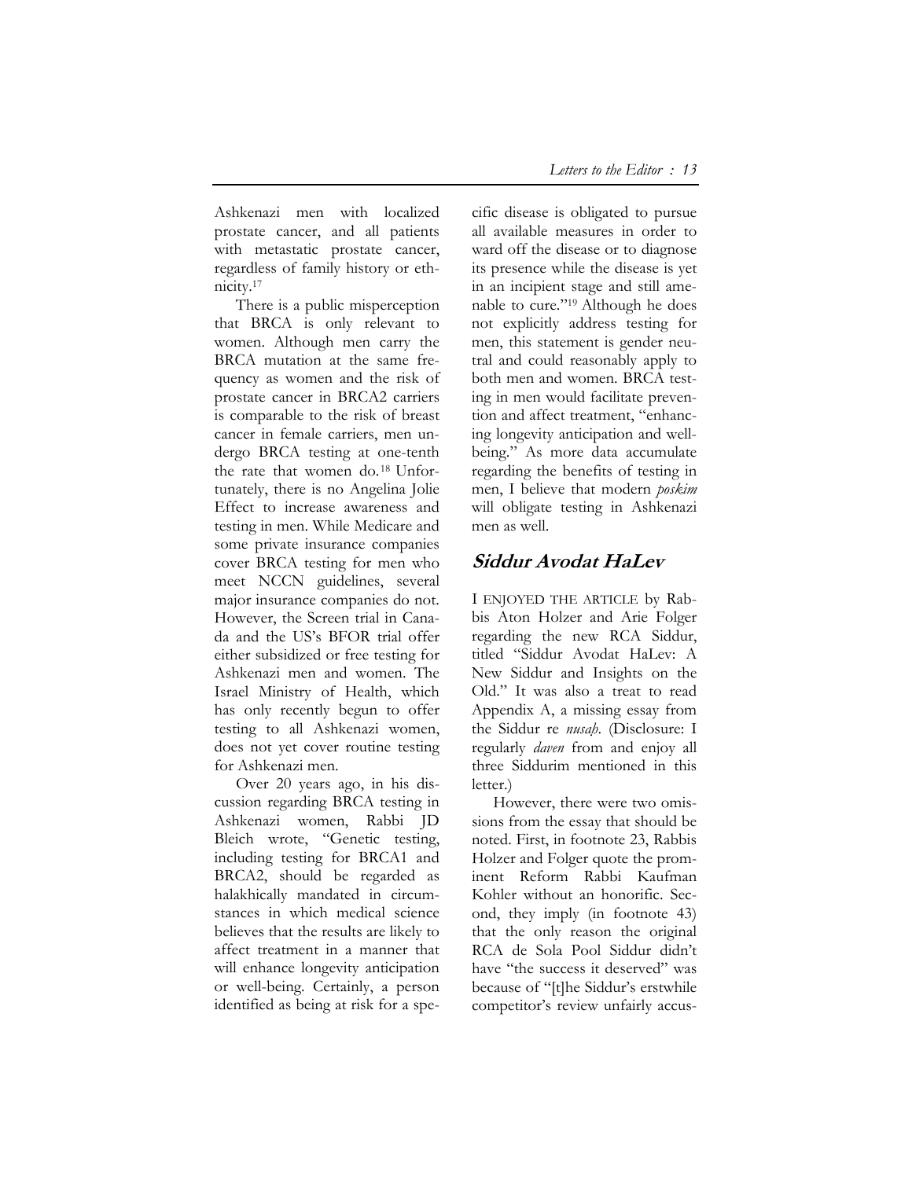Ashkenazi men with localized prostate cancer, and all patients with metastatic prostate cancer, regardless of family history or ethnicity.[17]

There is a public misperception that BRCA is only relevant to women. Although men carry the BRCA mutation at the same frequency as women and the risk of prostate cancer in BRCA2 carriers is comparable to the risk of breast cancer in female carriers, men undergo BRCA testing at one-tenth the rate that women do.[18] Unfortunately, there is no Angelina Jolie Effect to increase awareness and testing in men. While Medicare and some private insurance companies cover BRCA testing for men who meet NCCN guidelines, several major insurance companies do not. However, the Screen trial in Canada and the US's BFOR trial offer either subsidized or free testing for Ashkenazi men and women. The Israel Ministry of Health, which has only recently begun to offer testing to all Ashkenazi women, does not yet cover routine testing for Ashkenazi men.

Over 20 years ago, in his discussion regarding BRCA testing in Ashkenazi women, Rabbi JD Bleich wrote, "Genetic testing, including testing for BRCA1 and BRCA2, should be regarded as halakhically mandated in circumstances in which medical science believes that the results are likely to affect treatment in a manner that will enhance longevity anticipation or well-being. Certainly, a person identified as being at risk for a specific disease is obligated to pursue all available measures in order to ward off the disease or to diagnose its presence while the disease is yet in an incipient stage and still amenable to cure."[19] Although he does not explicitly address testing for men, this statement is gender neutral and could reasonably apply to both men and women. BRCA testing in men would facilitate prevention and affect treatment, "enhancing longevity anticipation and well-being." As more data accumulate regarding the benefits of testing in men, I believe that modern *poskim* will obligate testing in Ashkenazi men as well.

## Siddur Avodat HaLev

I ENJOYED THE ARTICLE by Rabbis Aton Holzer and Arie Folger regarding the new RCA Siddur, titled "Siddur Avodat HaLev: A New Siddur and Insights on the Old." It was also a treat to read Appendix A, a missing essay from the Siddur re *nusaḥ*. (Disclosure: I regularly *daven* from and enjoy all three Siddurim mentioned in this letter.)

However, there were two omissions from the essay that should be noted. First, in footnote 23, Rabbis Holzer and Folger quote the prominent Reform Rabbi Kaufman Kohler without an honorific. Second, they imply (in footnote 43) that the only reason the original RCA de Sola Pool Siddur didn't have "the success it deserved" was because of "[t]he Siddur's erstwhile competitor's review unfairly accus-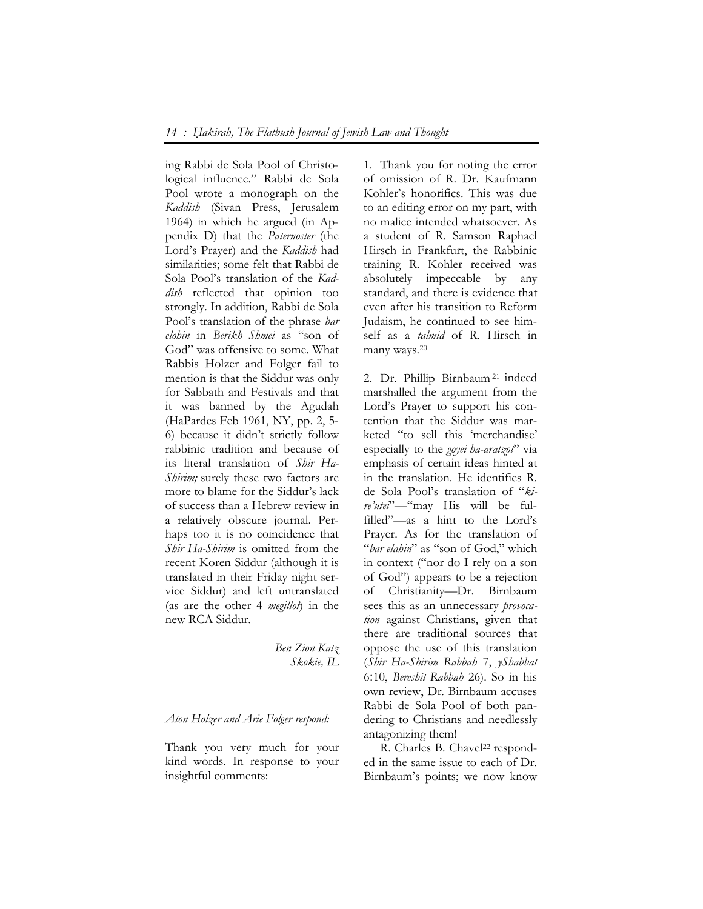ing Rabbi de Sola Pool of Christological influence." Rabbi de Sola Pool wrote a monograph on the *Kaddish* (Sivan Press, Jerusalem 1964) in which he argued (in Appendix D) that the *Paternoster* (the Lord's Prayer) and the *Kaddish* had similarities; some felt that Rabbi de Sola Pool's translation of the *Kaddish* reflected that opinion too strongly. In addition, Rabbi de Sola Pool's translation of the phrase *bar elohin* in *Berikh Shmei* as "son of God" was offensive to some. What Rabbis Holzer and Folger fail to mention is that the Siddur was only for Sabbath and Festivals and that it was banned by the Agudah (HaPardes Feb 1961, NY, pp. 2, 5-6) because it didn't strictly follow rabbinic tradition and because of its literal translation of *Shir Ha-Shirim;* surely these two factors are more to blame for the Siddur's lack of success than a Hebrew review in a relatively obscure journal. Perhaps too it is no coincidence that *Shir Ha-Shirim* is omitted from the recent Koren Siddur (although it is translated in their Friday night service Siddur) and left untranslated (as are the other 4 *megillot*) in the new RCA Siddur.

*Ben Zion Katz*
*Skokie, IL*

*Aton Holzer and Arie Folger respond:*

Thank you very much for your kind words. In response to your insightful comments:

1. Thank you for noting the error of omission of R. Dr. Kaufmann Kohler's honorifics. This was due to an editing error on my part, with no malice intended whatsoever. As a student of R. Samson Raphael Hirsch in Frankfurt, the Rabbinic training R. Kohler received was absolutely impeccable by any standard, and there is evidence that even after his transition to Reform Judaism, he continued to see himself as a *talmid* of R. Hirsch in many ways.[20]

2. Dr. Phillip Birnbaum[21] indeed marshalled the argument from the Lord's Prayer to support his contention that the Siddur was marketed "to sell this 'merchandise' especially to the *goyei ha-aratzot*" via emphasis of certain ideas hinted at in the translation. He identifies R. de Sola Pool's translation of "*ki-re'utei*"—"may His will be fulfilled"—as a hint to the Lord's Prayer. As for the translation of "*bar elahin*" as "son of God," which in context ("nor do I rely on a son of God") appears to be a rejection of Christianity—Dr. Birnbaum sees this as an unnecessary *provocation* against Christians, given that there are traditional sources that oppose the use of this translation (*Shir Ha-Shirim Rabbah* 7, *yShabbat* 6:10, *Bereshit Rabbah* 26). So in his own review, Dr. Birnbaum accuses Rabbi de Sola Pool of both pandering to Christians and needlessly antagonizing them!

R. Charles B. Chavel[22] responded in the same issue to each of Dr. Birnbaum's points; we now know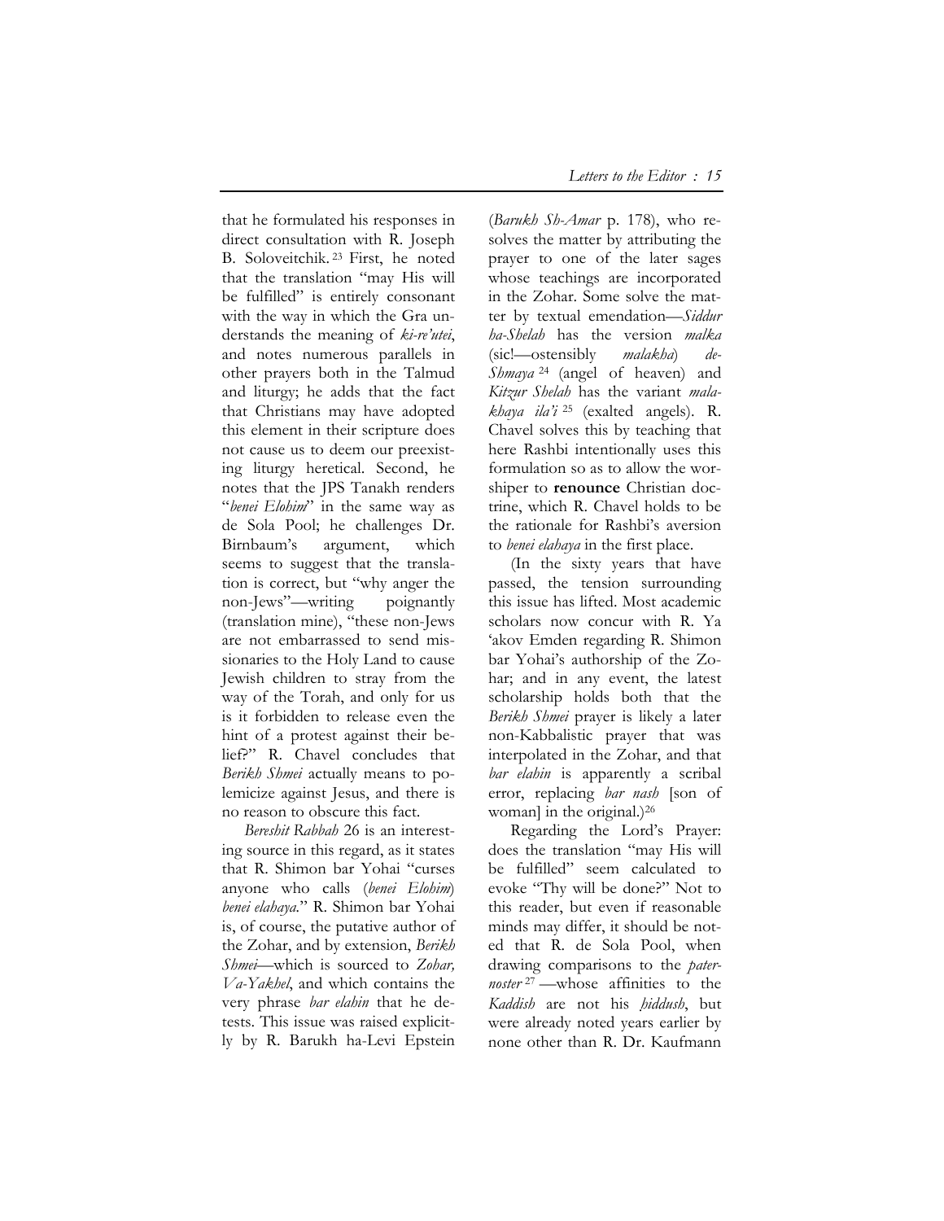that he formulated his responses in direct consultation with R. Joseph B. Soloveitchik.[23] First, he noted that the translation "may His will be fulfilled" is entirely consonant with the way in which the Gra understands the meaning of *ki-re'utei*, and notes numerous parallels in other prayers both in the Talmud and liturgy; he adds that the fact that Christians may have adopted this element in their scripture does not cause us to deem our preexisting liturgy heretical. Second, he notes that the JPS Tanakh renders "*benei Elohim*" in the same way as de Sola Pool; he challenges Dr. Birnbaum's argument, which seems to suggest that the translation is correct, but "why anger the non-Jews"—writing poignantly (translation mine), "these non-Jews are not embarrassed to send missionaries to the Holy Land to cause Jewish children to stray from the way of the Torah, and only for us is it forbidden to release even the hint of a protest against their belief?" R. Chavel concludes that *Berikh Shmei* actually means to polemicize against Jesus, and there is no reason to obscure this fact.

*Bereshit Rabbah* 26 is an interesting source in this regard, as it states that R. Shimon bar Yohai "curses anyone who calls (*benei Elohim*) *benei elahaya*." R. Shimon bar Yohai is, of course, the putative author of the Zohar, and by extension, *Berikh Shmei*—which is sourced to *Zohar, Va-Yakhel*, and which contains the very phrase *bar elahin* that he detests. This issue was raised explicitly by R. Barukh ha-Levi Epstein (*Barukh Sh-Amar* p. 178), who resolves the matter by attributing the prayer to one of the later sages whose teachings are incorporated in the Zohar. Some solve the matter by textual emendation—*Siddur ha-Shelah* has the version *malka* (sic!—ostensibly *malakha*) *de-Shmaya*[24] (angel of heaven) and *Kitzur Shelah* has the variant *malakhaya ila'i*[25] (exalted angels). R. Chavel solves this by teaching that here Rashbi intentionally uses this formulation so as to allow the worshiper to **renounce** Christian doctrine, which R. Chavel holds to be the rationale for Rashbi's aversion to *benei elahaya* in the first place.

(In the sixty years that have passed, the tension surrounding this issue has lifted. Most academic scholars now concur with R. Ya 'akov Emden regarding R. Shimon bar Yohai's authorship of the Zohar; and in any event, the latest scholarship holds both that the *Berikh Shmei* prayer is likely a later non-Kabbalistic prayer that was interpolated in the Zohar, and that *bar elahin* is apparently a scribal error, replacing *bar nash* [son of woman] in the original.)[26]

Regarding the Lord's Prayer: does the translation "may His will be fulfilled" seem calculated to evoke "Thy will be done?" Not to this reader, but even if reasonable minds may differ, it should be noted that R. de Sola Pool, when drawing comparisons to the *paternoster*[27]—whose affinities to the *Kaddish* are not his *ḥiddush*, but were already noted years earlier by none other than R. Dr. Kaufmann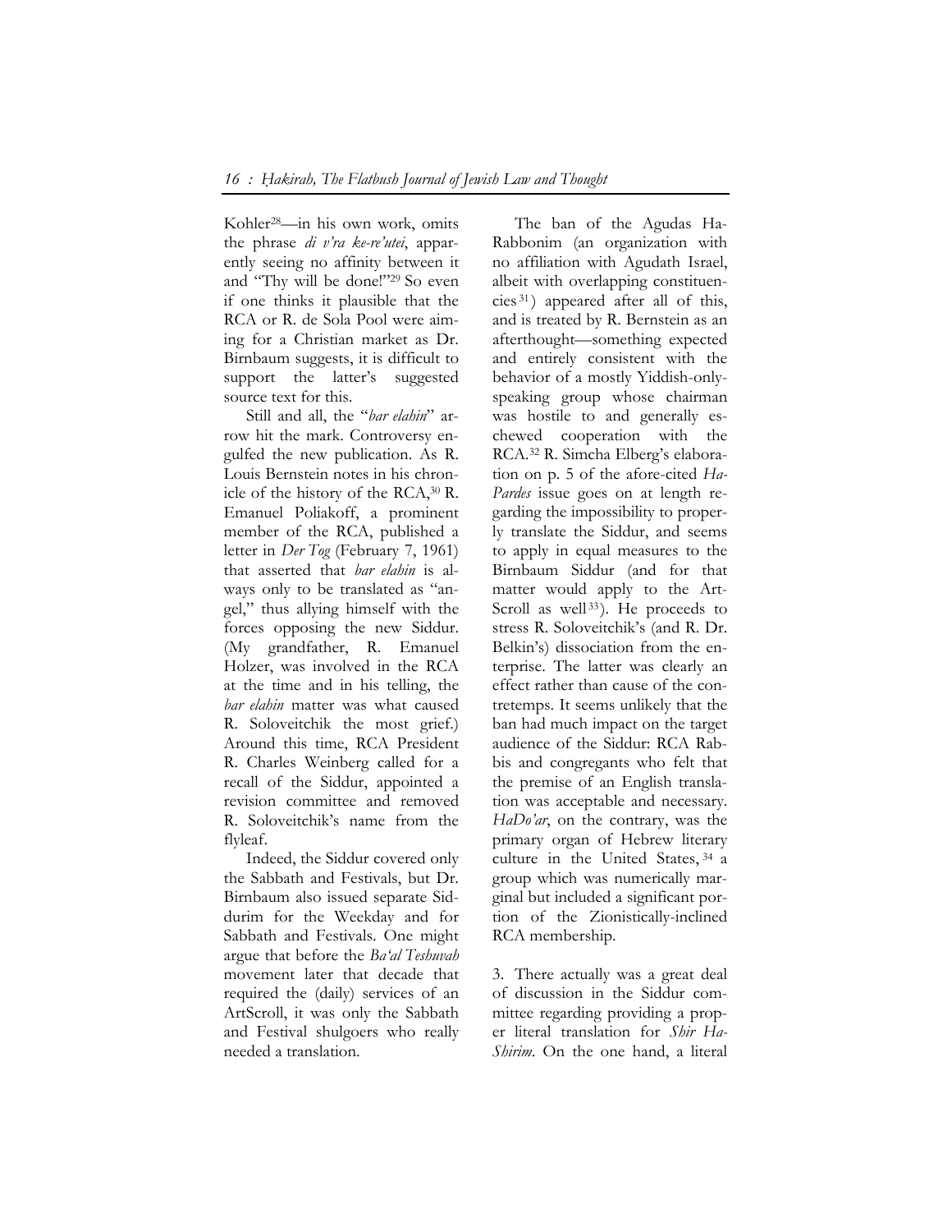Kohler[28]—in his own work, omits the phrase *di v'ra ke-re'utei*, apparently seeing no affinity between it and "Thy will be done!"[29] So even if one thinks it plausible that the RCA or R. de Sola Pool were aiming for a Christian market as Dr. Birnbaum suggests, it is difficult to support the latter's suggested source text for this.

Still and all, the "*bar elahin*" arrow hit the mark. Controversy engulfed the new publication. As R. Louis Bernstein notes in his chronicle of the history of the RCA,[30] R. Emanuel Poliakoff, a prominent member of the RCA, published a letter in *Der Tog* (February 7, 1961) that asserted that *bar elahin* is always only to be translated as "angel," thus allying himself with the forces opposing the new Siddur. (My grandfather, R. Emanuel Holzer, was involved in the RCA at the time and in his telling, the *bar elahin* matter was what caused R. Soloveitchik the most grief.) Around this time, RCA President R. Charles Weinberg called for a recall of the Siddur, appointed a revision committee and removed R. Soloveitchik's name from the flyleaf.

Indeed, the Siddur covered only the Sabbath and Festivals, but Dr. Birnbaum also issued separate Siddurim for the Weekday and for Sabbath and Festivals. One might argue that before the *Ba'al Teshuvah* movement later that decade that required the (daily) services of an ArtScroll, it was only the Sabbath and Festival shulgoers who really needed a translation.

The ban of the Agudas Ha-Rabbonim (an organization with no affiliation with Agudath Israel, albeit with overlapping constituencies[31]) appeared after all of this, and is treated by R. Bernstein as an afterthought—something expected and entirely consistent with the behavior of a mostly Yiddish-only-speaking group whose chairman was hostile to and generally eschewed cooperation with the RCA.[32] R. Simcha Elberg's elaboration on p. 5 of the afore-cited *Ha-Pardes* issue goes on at length regarding the impossibility to properly translate the Siddur, and seems to apply in equal measures to the Birnbaum Siddur (and for that matter would apply to the Art-Scroll as well[33]). He proceeds to stress R. Soloveitchik's (and R. Dr. Belkin's) dissociation from the enterprise. The latter was clearly an effect rather than cause of the contretemps. It seems unlikely that the ban had much impact on the target audience of the Siddur: RCA Rabbis and congregants who felt that the premise of an English translation was acceptable and necessary. *HaDo'ar*, on the contrary, was the primary organ of Hebrew literary culture in the United States,[34] a group which was numerically marginal but included a significant portion of the Zionistically-inclined RCA membership.

3. There actually was a great deal of discussion in the Siddur committee regarding providing a proper literal translation for *Shir Ha-Shirim*. On the one hand, a literal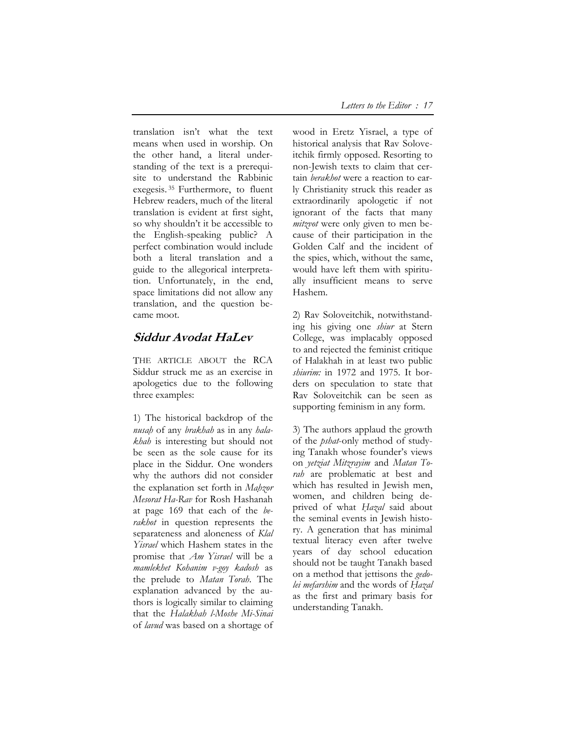translation isn't what the text means when used in worship. On the other hand, a literal understanding of the text is a prerequisite to understand the Rabbinic exegesis.[35] Furthermore, to fluent Hebrew readers, much of the literal translation is evident at first sight, so why shouldn't it be accessible to the English-speaking public? A perfect combination would include both a literal translation and a guide to the allegorical interpretation. Unfortunately, in the end, space limitations did not allow any translation, and the question became moot.

## Siddur Avodat HaLev

THE ARTICLE ABOUT the RCA Siddur struck me as an exercise in apologetics due to the following three examples:

1) The historical backdrop of the *nusaḥ* of any *brakhah* as in any *halakhah* is interesting but should not be seen as the sole cause for its place in the Siddur. One wonders why the authors did not consider the explanation set forth in *Maḥzor Mesorat Ha-Rav* for Rosh Hashanah at page 169 that each of the *berakhot* in question represents the separateness and aloneness of *Klal Yisrael* which Hashem states in the promise that *Am Yisrael* will be a *mamlekhet Kohanim v-goy kadosh* as the prelude to *Matan Torah*. The explanation advanced by the authors is logically similar to claiming that the *Halakhah l-Moshe Mi-Sinai* of *lavud* was based on a shortage of wood in Eretz Yisrael, a type of historical analysis that Rav Soloveitchik firmly opposed. Resorting to non-Jewish texts to claim that certain *berakhot* were a reaction to early Christianity struck this reader as extraordinarily apologetic if not ignorant of the facts that many *mitzvot* were only given to men because of their participation in the Golden Calf and the incident of the spies, which, without the same, would have left them with spiritually insufficient means to serve Hashem.

2) Rav Soloveitchik, notwithstanding his giving one *shiur* at Stern College, was implacably opposed to and rejected the feminist critique of Halakhah in at least two public *shiurim:* in 1972 and 1975. It borders on speculation to state that Rav Soloveitchik can be seen as supporting feminism in any form.

3) The authors applaud the growth of the *pshat*-only method of studying Tanakh whose founder's views on *yetziat Mitzrayim* and *Matan Torah* are problematic at best and which has resulted in Jewish men, women, and children being deprived of what *Ḥazal* said about the seminal events in Jewish history. A generation that has minimal textual literacy even after twelve years of day school education should not be taught Tanakh based on a method that jettisons the *gedolei mefarshim* and the words of *Ḥazal* as the first and primary basis for understanding Tanakh.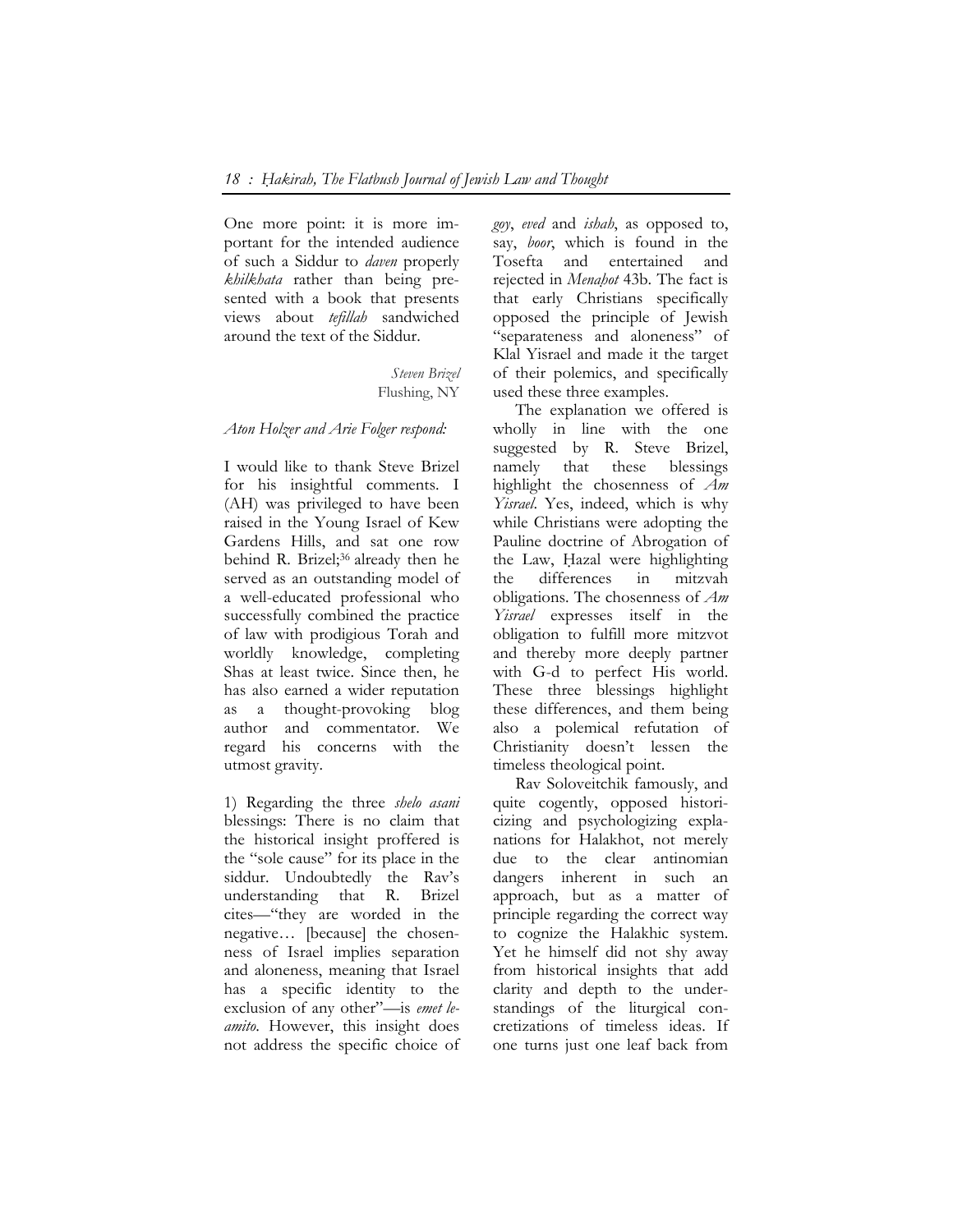One more point: it is more important for the intended audience of such a Siddur to *daven* properly *khilkhata* rather than being presented with a book that presents views about *tefillah* sandwiched around the text of the Siddur.

*Steven Brizel*
Flushing, NY

*Aton Holzer and Arie Folger respond:*

I would like to thank Steve Brizel for his insightful comments. I (AH) was privileged to have been raised in the Young Israel of Kew Gardens Hills, and sat one row behind R. Brizel;[36] already then he served as an outstanding model of a well-educated professional who successfully combined the practice of law with prodigious Torah and worldly knowledge, completing Shas at least twice. Since then, he has also earned a wider reputation as a thought-provoking blog author and commentator. We regard his concerns with the utmost gravity.

1) Regarding the three *shelo asani* blessings: There is no claim that the historical insight proffered is the "sole cause" for its place in the siddur. Undoubtedly the Rav's understanding that R. Brizel cites—"they are worded in the negative… [because] the chosenness of Israel implies separation and aloneness, meaning that Israel has a specific identity to the exclusion of any other"—is *emet le-amito*. However, this insight does not address the specific choice of *goy*, *eved* and *ishah*, as opposed to, say, *boor*, which is found in the Tosefta and entertained and rejected in *Menaḥot* 43b. The fact is that early Christians specifically opposed the principle of Jewish "separateness and aloneness" of Klal Yisrael and made it the target of their polemics, and specifically used these three examples.

The explanation we offered is wholly in line with the one suggested by R. Steve Brizel, namely that these blessings highlight the chosenness of *Am Yisrael*. Yes, indeed, which is why while Christians were adopting the Pauline doctrine of Abrogation of the Law, Ḥazal were highlighting the differences in mitzvah obligations. The chosenness of *Am Yisrael* expresses itself in the obligation to fulfill more mitzvot and thereby more deeply partner with G-d to perfect His world. These three blessings highlight these differences, and them being also a polemical refutation of Christianity doesn't lessen the timeless theological point.

Rav Soloveitchik famously, and quite cogently, opposed historicizing and psychologizing explanations for Halakhot, not merely due to the clear antinomian dangers inherent in such an approach, but as a matter of principle regarding the correct way to cognize the Halakhic system. Yet he himself did not shy away from historical insights that add clarity and depth to the understandings of the liturgical concretizations of timeless ideas. If one turns just one leaf back from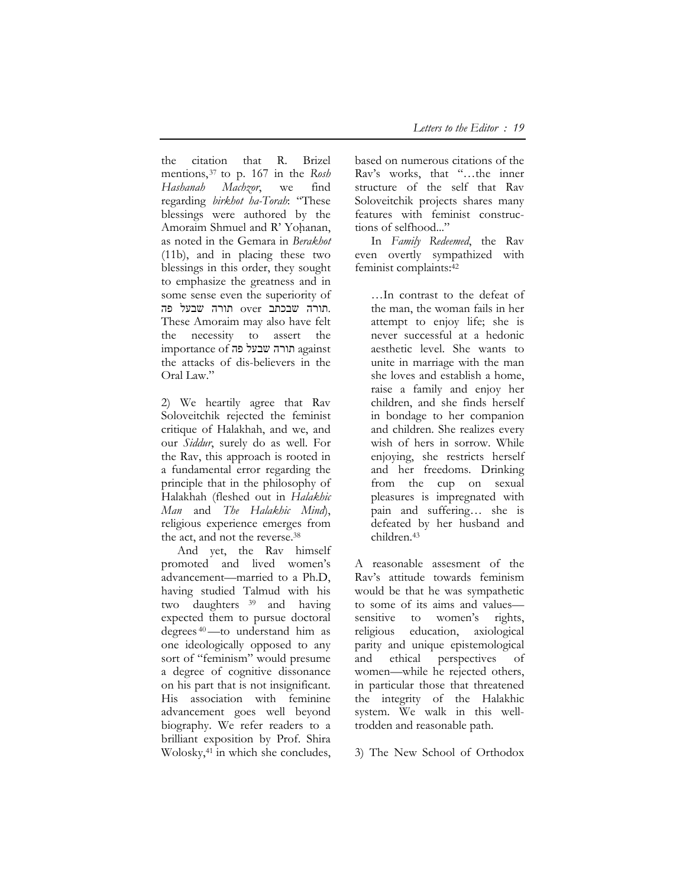the citation that R. Brizel mentions,[37] to p. 167 in the *Rosh Hashanah Machzor*, we find regarding *birkhot ha-Torah*: "These blessings were authored by the Amoraim Shmuel and R' Yoḥanan, as noted in the Gemara in *Berakhot* (11b), and in placing these two blessings in this order, they sought to emphasize the greatness and in some sense even the superiority of תורה שבעל פה over תורה שבכתב. These Amoraim may also have felt the necessity to assert the importance of תורה שבעל פה against the attacks of dis-believers in the Oral Law."

2) We heartily agree that Rav Soloveitchik rejected the feminist critique of Halakhah, and we, and our *Siddur*, surely do as well. For the Rav, this approach is rooted in a fundamental error regarding the principle that in the philosophy of Halakhah (fleshed out in *Halakhic Man* and *The Halakhic Mind*), religious experience emerges from the act, and not the reverse.[38]

And yet, the Rav himself promoted and lived women's advancement—married to a Ph.D, having studied Talmud with his two daughters [39] and having expected them to pursue doctoral degrees [40]—to understand him as one ideologically opposed to any sort of "feminism" would presume a degree of cognitive dissonance on his part that is not insignificant. His association with feminine advancement goes well beyond biography. We refer readers to a brilliant exposition by Prof. Shira Wolosky,[41] in which she concludes, based on numerous citations of the Rav's works, that "…the inner structure of the self that Rav Soloveitchik projects shares many features with feminist constructions of selfhood..."

In *Family Redeemed*, the Rav even overtly sympathized with feminist complaints:[42]

> …In contrast to the defeat of the man, the woman fails in her attempt to enjoy life; she is never successful at a hedonic aesthetic level. She wants to unite in marriage with the man she loves and establish a home, raise a family and enjoy her children, and she finds herself in bondage to her companion and children. She realizes every wish of hers in sorrow. While enjoying, she restricts herself and her freedoms. Drinking from the cup on sexual pleasures is impregnated with pain and suffering… she is defeated by her husband and children.[43]

A reasonable assesment of the Rav's attitude towards feminism would be that he was sympathetic to some of its aims and values—sensitive to women's rights, religious education, axiological parity and unique epistemological and ethical perspectives of women—while he rejected others, in particular those that threatened the integrity of the Halakhic system. We walk in this well-trodden and reasonable path.

3) The New School of Orthodox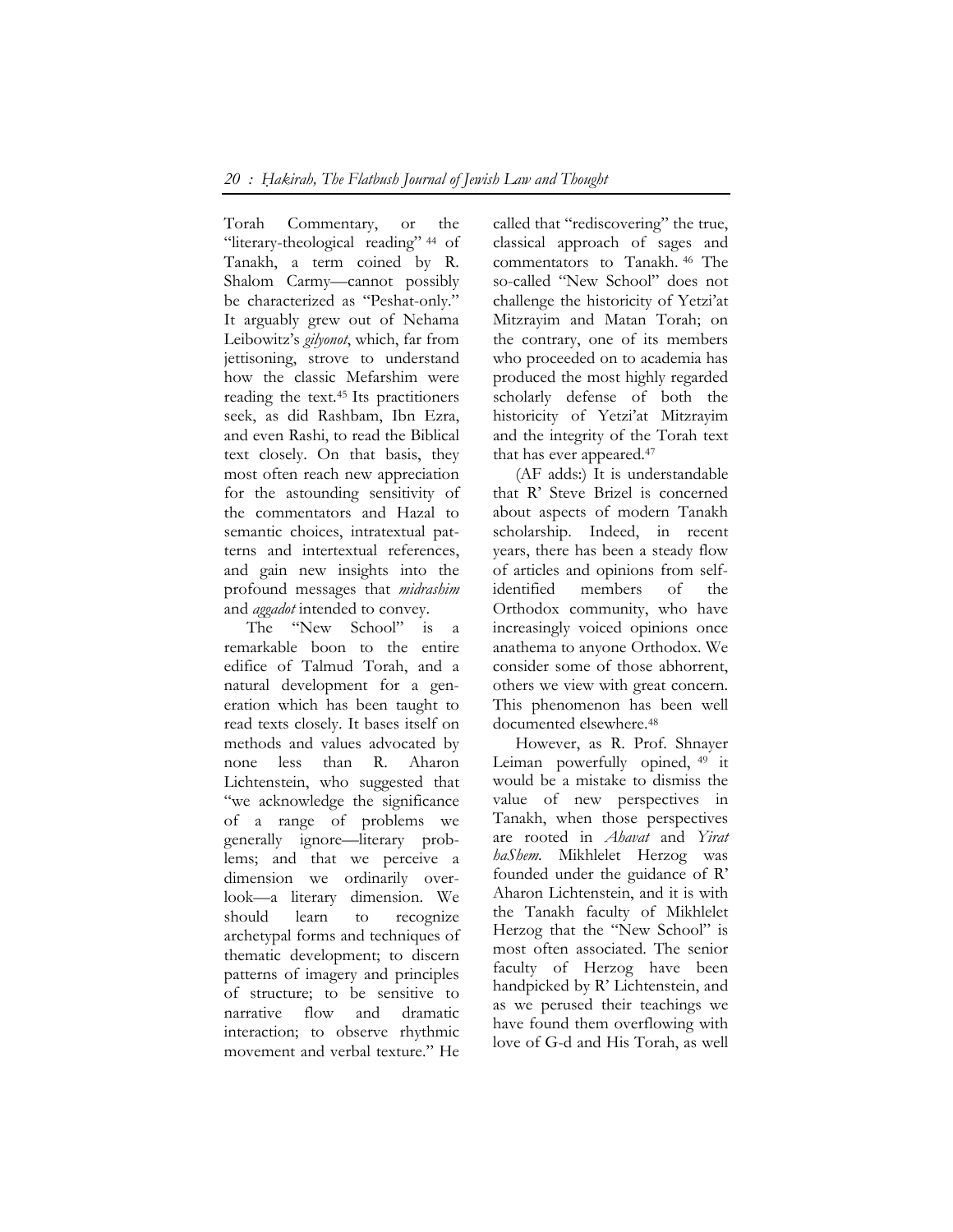Torah Commentary, or the "literary-theological reading" [44] of Tanakh, a term coined by R. Shalom Carmy—cannot possibly be characterized as "Peshat-only." It arguably grew out of Nehama Leibowitz's *gilyonot*, which, far from jettisoning, strove to understand how the classic Mefarshim were reading the text.[45] Its practitioners seek, as did Rashbam, Ibn Ezra, and even Rashi, to read the Biblical text closely. On that basis, they most often reach new appreciation for the astounding sensitivity of the commentators and Hazal to semantic choices, intratextual patterns and intertextual references, and gain new insights into the profound messages that *midrashim* and *aggadot* intended to convey.

The "New School" is a remarkable boon to the entire edifice of Talmud Torah, and a natural development for a generation which has been taught to read texts closely. It bases itself on methods and values advocated by none less than R. Aharon Lichtenstein, who suggested that "we acknowledge the significance of a range of problems we generally ignore—literary problems; and that we perceive a dimension we ordinarily overlook—a literary dimension. We should learn to recognize archetypal forms and techniques of thematic development; to discern patterns of imagery and principles of structure; to be sensitive to narrative flow and dramatic interaction; to observe rhythmic movement and verbal texture." He called that "rediscovering" the true, classical approach of sages and commentators to Tanakh.[46] The so-called "New School" does not challenge the historicity of Yetzi'at Mitzrayim and Matan Torah; on the contrary, one of its members who proceeded on to academia has produced the most highly regarded scholarly defense of both the historicity of Yetzi'at Mitzrayim and the integrity of the Torah text that has ever appeared.[47]

(AF adds:) It is understandable that R' Steve Brizel is concerned about aspects of modern Tanakh scholarship. Indeed, in recent years, there has been a steady flow of articles and opinions from self-identified members of the Orthodox community, who have increasingly voiced opinions once anathema to anyone Orthodox. We consider some of those abhorrent, others we view with great concern. This phenomenon has been well documented elsewhere.[48]

However, as R. Prof. Shnayer Leiman powerfully opined, [49] it would be a mistake to dismiss the value of new perspectives in Tanakh, when those perspectives are rooted in *Ahavat* and *Yirat haShem*. Mikhlelet Herzog was founded under the guidance of R' Aharon Lichtenstein, and it is with the Tanakh faculty of Mikhlelet Herzog that the "New School" is most often associated. The senior faculty of Herzog have been handpicked by R' Lichtenstein, and as we perused their teachings we have found them overflowing with love of G-d and His Torah, as well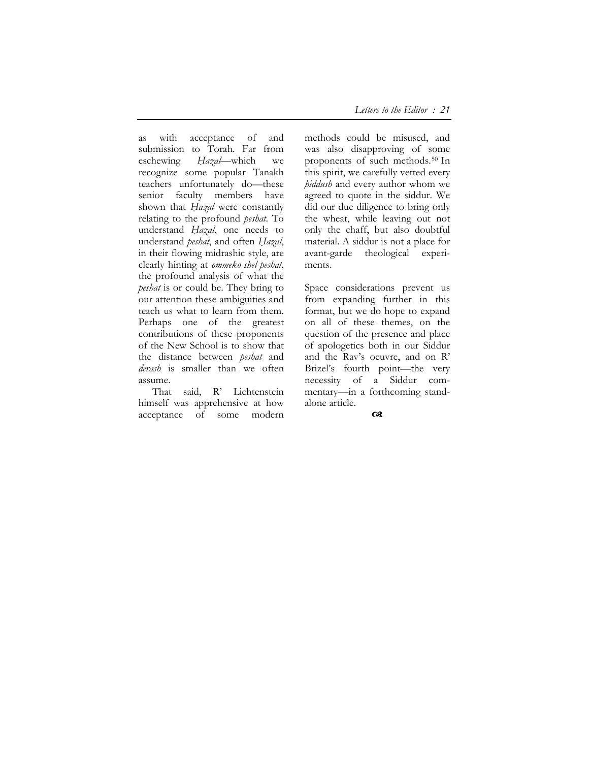as with acceptance of and submission to Torah. Far from eschewing *Ḥazal*—which we recognize some popular Tanakh teachers unfortunately do—these senior faculty members have shown that *Ḥazal* were constantly relating to the profound *peshat*. To understand *Ḥazal*, one needs to understand *peshat*, and often *Ḥazal*, in their flowing midrashic style, are clearly hinting at *ommeko shel peshat*, the profound analysis of what the *peshat* is or could be. They bring to our attention these ambiguities and teach us what to learn from them. Perhaps one of the greatest contributions of these proponents of the New School is to show that the distance between *peshat* and *derash* is smaller than we often assume.

That said, R' Lichtenstein himself was apprehensive at how acceptance of some modern methods could be misused, and was also disapproving of some proponents of such methods.[50] In this spirit, we carefully vetted every *ḥiddush* and every author whom we agreed to quote in the siddur. We did our due diligence to bring only the wheat, while leaving out not only the chaff, but also doubtful material. A siddur is not a place for avant-garde theological experiments.

Space considerations prevent us from expanding further in this format, but we do hope to expand on all of these themes, on the question of the presence and place of apologetics both in our Siddur and the Rav's oeuvre, and on R' Brizel's fourth point—the very necessity of a Siddur commentary—in a forthcoming stand-alone article.

☙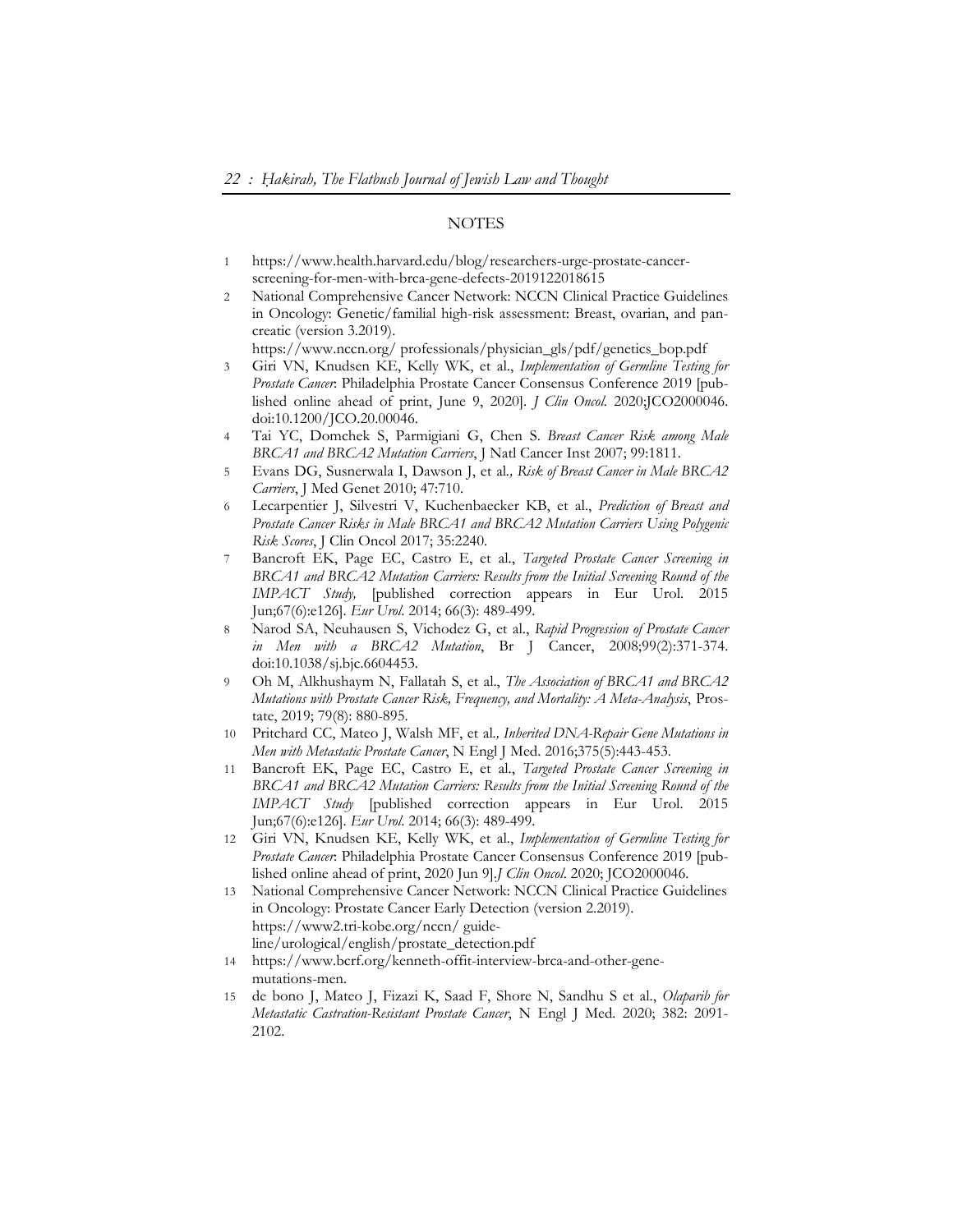## NOTES

1. https://www.health.harvard.edu/blog/researchers-urge-prostate-cancer-screening-for-men-with-brca-gene-defects-2019122018615
2. National Comprehensive Cancer Network: NCCN Clinical Practice Guidelines in Oncology: Genetic/familial high-risk assessment: Breast, ovarian, and pancreatic (version 3.2019). https://www.nccn.org/ professionals/physician_gls/pdf/genetics_bop.pdf
3. Giri VN, Knudsen KE, Kelly WK, et al., *Implementation of Germline Testing for Prostate Cancer*: Philadelphia Prostate Cancer Consensus Conference 2019 [published online ahead of print, June 9, 2020]. *J Clin Oncol*. 2020;JCO2000046. doi:10.1200/JCO.20.00046.
4. Tai YC, Domchek S, Parmigiani G, Chen S. *Breast Cancer Risk among Male BRCA1 and BRCA2 Mutation Carriers*, J Natl Cancer Inst 2007; 99:1811.
5. Evans DG, Susnerwala I, Dawson J, et al*., Risk of Breast Cancer in Male BRCA2 Carriers*, J Med Genet 2010; 47:710.
6. Lecarpentier J, Silvestri V, Kuchenbaecker KB, et al., *Prediction of Breast and Prostate Cancer Risks in Male BRCA1 and BRCA2 Mutation Carriers Using Polygenic Risk Scores*, J Clin Oncol 2017; 35:2240.
7. Bancroft EK, Page EC, Castro E, et al., *Targeted Prostate Cancer Screening in BRCA1 and BRCA2 Mutation Carriers: Results from the Initial Screening Round of the IMPACT Study,* [published correction appears in Eur Urol. 2015 Jun;67(6):e126]. *Eur Urol*. 2014; 66(3): 489-499.
8. Narod SA, Neuhausen S, Vichodez G, et al., *Rapid Progression of Prostate Cancer in Men with a BRCA2 Mutation*, Br J Cancer, 2008;99(2):371-374. doi:10.1038/sj.bjc.6604453.
9. Oh M, Alkhushaym N, Fallatah S, et al., *The Association of BRCA1 and BRCA2 Mutations with Prostate Cancer Risk, Frequency, and Mortality: A Meta-Analysis*, Prostate, 2019; 79(8): 880-895.
10. Pritchard CC, Mateo J, Walsh MF, et al*., Inherited DNA-Repair Gene Mutations in Men with Metastatic Prostate Cancer*, N Engl J Med. 2016;375(5):443-453.
11. Bancroft EK, Page EC, Castro E, et al., *Targeted Prostate Cancer Screening in BRCA1 and BRCA2 Mutation Carriers: Results from the Initial Screening Round of the IMPACT Study* [published correction appears in Eur Urol. 2015 Jun;67(6):e126]. *Eur Urol*. 2014; 66(3): 489-499.
12. Giri VN, Knudsen KE, Kelly WK, et al., *Implementation of Germline Testing for Prostate Cancer*: Philadelphia Prostate Cancer Consensus Conference 2019 [published online ahead of print, 2020 Jun 9].*J Clin Oncol*. 2020; JCO2000046.
13. National Comprehensive Cancer Network: NCCN Clinical Practice Guidelines in Oncology: Prostate Cancer Early Detection (version 2.2019). https://www2.tri-kobe.org/nccn/ guideline/urological/english/prostate_detection.pdf
14. https://www.bcrf.org/kenneth-offit-interview-brca-and-other-gene-mutations-men.
15. de bono J, Mateo J, Fizazi K, Saad F, Shore N, Sandhu S et al., *Olaparib for Metastatic Castration-Resistant Prostate Cancer*, N Engl J Med. 2020; 382: 2091-2102.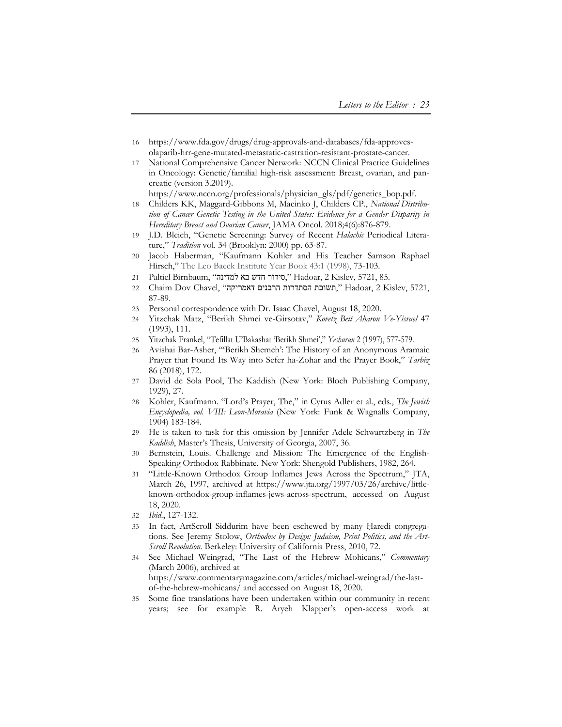16 https://www.fda.gov/drugs/drug-approvals-and-databases/fda-approves-olaparib-hrr-gene-mutated-metastatic-castration-resistant-prostate-cancer.

17 National Comprehensive Cancer Network: NCCN Clinical Practice Guidelines in Oncology: Genetic/familial high-risk assessment: Breast, ovarian, and pancreatic (version 3.2019). https://www.nccn.org/professionals/physician_gls/pdf/genetics_bop.pdf.

18 Childers KK, Maggard-Gibbons M, Macinko J, Childers CP., *National Distribution of Cancer Genetic Testing in the United States: Evidence for a Gender Disparity in Hereditary Breast and Ovarian Cancer*, JAMA Oncol. 2018;4(6):876-879.

19 J.D. Bleich, "Genetic Screening: Survey of Recent *Halachic* Periodical Literature," *Tradition* vol. 34 (Brooklyn: 2000) pp. 63-87.

20 Jacob Haberman, "Kaufmann Kohler and His Teacher Samson Raphael Hirsch," The Leo Baeck Institute Year Book 43:1 (1998), 73-103.

21 Paltiel Birnbaum, "סידור חדש בא למדינה," Hadoar, 2 Kislev, 5721, 85.

22 Chaim Dov Chavel, "תשובת הסתדרות הרבנים דאמריקה," Hadoar, 2 Kislev, 5721, 87-89.

23 Personal correspondence with Dr. Isaac Chavel, August 18, 2020.

24 Yitzchak Matz, "Berikh Shmei ve-Girsotav," *Kovetz Beit Aharon Ve-Yisrael* 47 (1993), 111.

25 Yitzchak Frankel, "Tefillat U'Bakashat 'Berikh Shmei'," *Yeshurun* 2 (1997), 577-579.

26 Avishai Bar-Asher, "'Berikh Shemeh': The History of an Anonymous Aramaic Prayer that Found Its Way into Sefer ha-Zohar and the Prayer Book," *Tarbiz* 86 (2018), 172.

27 David de Sola Pool, The Kaddish (New York: Bloch Publishing Company, 1929), 27.

28 Kohler, Kaufmann. "Lord's Prayer, The," in Cyrus Adler et al., eds., *The Jewish Encyclopedia, vol. VIII: Leon-Moravia* (New York: Funk & Wagnalls Company, 1904) 183-184.

29 He is taken to task for this omission by Jennifer Adele Schwartzberg in *The Kaddish*, Master's Thesis, University of Georgia, 2007, 36.

30 Bernstein, Louis. Challenge and Mission: The Emergence of the English-Speaking Orthodox Rabbinate. New York: Shengold Publishers, 1982, 264.

31 "Little-Known Orthodox Group Inflames Jews Across the Spectrum," JTA, March 26, 1997, archived at https://www.jta.org/1997/03/26/archive/little-known-orthodox-group-inflames-jews-across-spectrum, accessed on August 18, 2020.

32 *Ibid*., 127-132.

33 In fact, ArtScroll Siddurim have been eschewed by many Ḥaredi congregations. See Jeremy Stolow, *Orthodox by Design: Judaism, Print Politics, and the ArtScroll Revolution*. Berkeley: University of California Press, 2010, 72.

34 See Michael Weingrad, "The Last of the Hebrew Mohicans," *Commentary* (March 2006), archived at https://www.commentarymagazine.com/articles/michael-weingrad/the-last-of-the-hebrew-mohicans/ and accessed on August 18, 2020.

35 Some fine translations have been undertaken within our community in recent years; see for example R. Aryeh Klapper's open-access work at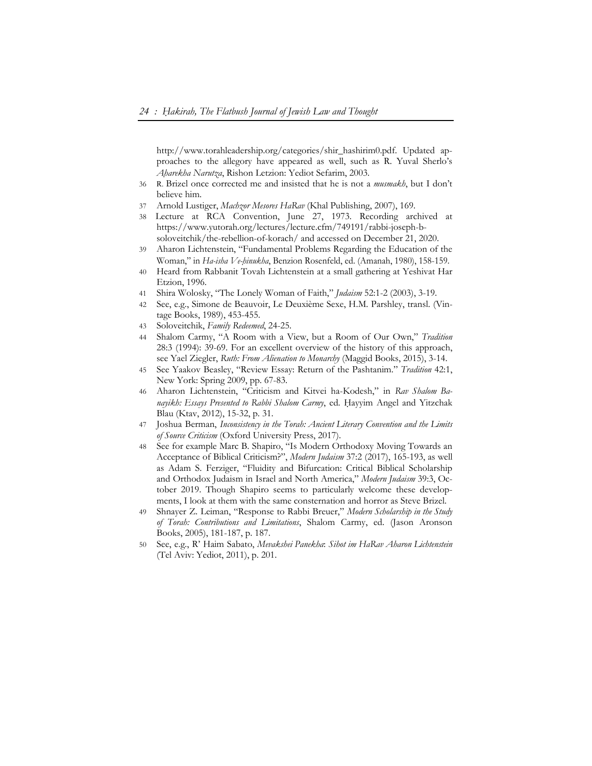http://www.torahleadership.org/categories/shir_hashirim0.pdf. Updated approaches to the allegory have appeared as well, such as R. Yuval Sherlo's *Aḥarekha Narutza*, Rishon Letzion: Yediot Sefarim, 2003.

36 R. Brizel once corrected me and insisted that he is not a *musmakh*, but I don't believe him.

37 Arnold Lustiger, *Machzor Mesores HaRav* (Khal Publishing, 2007), 169.

38 Lecture at RCA Convention, June 27, 1973. Recording archived at https://www.yutorah.org/lectures/lecture.cfm/749191/rabbi-joseph-b-soloveitchik/the-rebellion-of-korach/ and accessed on December 21, 2020.

39 Aharon Lichtenstein, "Fundamental Problems Regarding the Education of the Woman," in *Ha-isha Ve-ḥinukha*, Benzion Rosenfeld, ed. (Amanah, 1980), 158-159.

40 Heard from Rabbanit Tovah Lichtenstein at a small gathering at Yeshivat Har Etzion, 1996.

41 Shira Wolosky, "The Lonely Woman of Faith," *Judaism* 52:1-2 (2003), 3-19.

42 See, e.g., Simone de Beauvoir, Le Deuxième Sexe, H.M. Parshley, transl. (Vintage Books, 1989), 453-455.

43 Soloveitchik, *Family Redeemed*, 24-25.

44 Shalom Carmy, "A Room with a View, but a Room of Our Own," *Tradition* 28:3 (1994): 39-69. For an excellent overview of the history of this approach, see Yael Ziegler, *Ruth: From Alienation to Monarchy* (Maggid Books, 2015), 3-14.

45 See Yaakov Beasley, "Review Essay: Return of the Pashtanim." *Tradition* 42:1, New York: Spring 2009, pp. 67-83.

46 Aharon Lichtenstein, "Criticism and Kitvei ha-Kodesh," in *Rav Shalom Banayikh: Essays Presented to Rabbi Shalom Carmy*, ed. Ḥayyim Angel and Yitzchak Blau (Ktav, 2012), 15-32, p. 31.

47 Joshua Berman, *Inconsistency in the Torah: Ancient Literary Convention and the Limits of Source Criticism* (Oxford University Press, 2017).

48 See for example Marc B. Shapiro, "Is Modern Orthodoxy Moving Towards an Acceptance of Biblical Criticism?", *Modern Judaism* 37:2 (2017), 165-193, as well as Adam S. Ferziger, "Fluidity and Bifurcation: Critical Biblical Scholarship and Orthodox Judaism in Israel and North America," *Modern Judaism* 39:3, October 2019. Though Shapiro seems to particularly welcome these developments, I look at them with the same consternation and horror as Steve Brizel.

49 Shnayer Z. Leiman, "Response to Rabbi Breuer," *Modern Scholarship in the Study of Torah: Contributions and Limitations*, Shalom Carmy, ed. (Jason Aronson Books, 2005), 181-187, p. 187.

50 See, e.g., R' Haim Sabato, *Mevakshei Panekha*: *Sihot im HaRav Aharon Lichtenstein* (Tel Aviv: Yediot, 2011), p. 201.